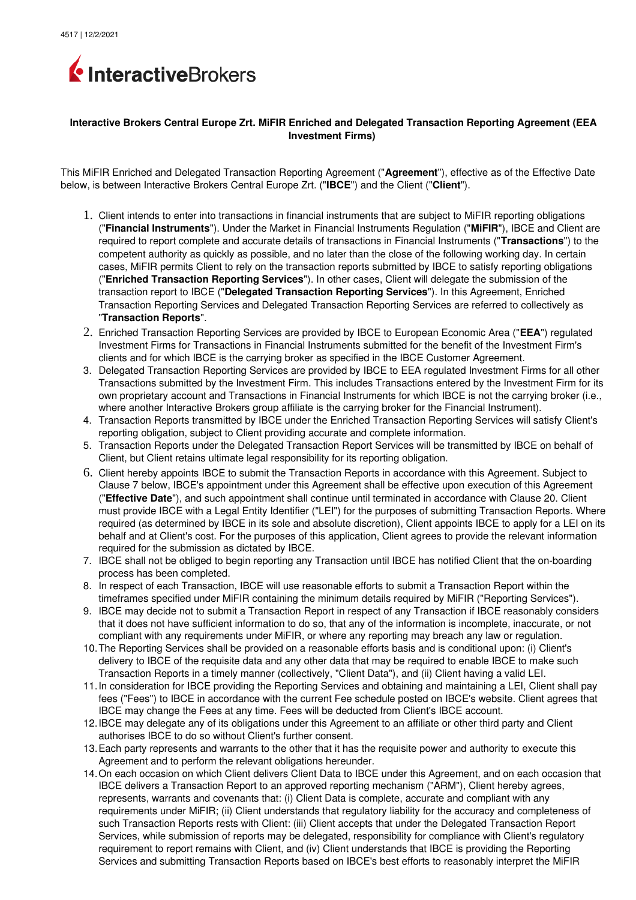4517 | 12/2/2021

InteractiveBrokers

**Interactive Brokers Central Europe Zrt. MiFIR Enriched and Delegated Transaction Reporting Agreement (EEA Investment Firms)**

This MiFIR Enriched and Delegated Transaction Reporting Agreement ("**Agreement**"), effective as of the Effective Date below, is between Interactive Brokers Central Europe Zrt. ("**IBCE**") and the Client ("**Client**").

1. Client intends to enter into transactions in financial instruments that are subject to MiFIR reporting obligations ("**Financial Instruments**"). Under the Market in Financial Instruments Regulation ("**MiFIR**"), IBCE and Client are required to report complete and accurate details of transactions in Financial Instruments ("**Transactions**") to the competent authority as quickly as possible, and no later than the close of the following working day. In certain cases, MiFIR permits Client to rely on the transaction reports submitted by IBCE to satisfy reporting obligations ("**Enriched Transaction Reporting Services**"). In other cases, Client will delegate the submission of the transaction report to IBCE ("**Delegated Transaction Reporting Services**"). In this Agreement, Enriched Transaction Reporting Services and Delegated Transaction Reporting Services are referred to collectively as "**Transaction Reports**".
2. Enriched Transaction Reporting Services are provided by IBCE to European Economic Area ("**EEA**") regulated Investment Firms for Transactions in Financial Instruments submitted for the benefit of the Investment Firm's clients and for which IBCE is the carrying broker as specified in the IBCE Customer Agreement.
3. Delegated Transaction Reporting Services are provided by IBCE to EEA regulated Investment Firms for all other Transactions submitted by the Investment Firm. This includes Transactions entered by the Investment Firm for its own proprietary account and Transactions in Financial Instruments for which IBCE is not the carrying broker (i.e., where another Interactive Brokers group affiliate is the carrying broker for the Financial Instrument).
4. Transaction Reports transmitted by IBCE under the Enriched Transaction Reporting Services will satisfy Client's reporting obligation, subject to Client providing accurate and complete information.
5. Transaction Reports under the Delegated Transaction Report Services will be transmitted by IBCE on behalf of Client, but Client retains ultimate legal responsibility for its reporting obligation.
6. Client hereby appoints IBCE to submit the Transaction Reports in accordance with this Agreement. Subject to Clause 7 below, IBCE's appointment under this Agreement shall be effective upon execution of this Agreement ("**Effective Date**"), and such appointment shall continue until terminated in accordance with Clause 20. Client must provide IBCE with a Legal Entity Identifier ("LEI") for the purposes of submitting Transaction Reports. Where required (as determined by IBCE in its sole and absolute discretion), Client appoints IBCE to apply for a LEI on its behalf and at Client's cost. For the purposes of this application, Client agrees to provide the relevant information required for the submission as dictated by IBCE.
7. IBCE shall not be obliged to begin reporting any Transaction until IBCE has notified Client that the on-boarding process has been completed.
8. In respect of each Transaction, IBCE will use reasonable efforts to submit a Transaction Report within the timeframes specified under MiFIR containing the minimum details required by MiFIR ("Reporting Services").
9. IBCE may decide not to submit a Transaction Report in respect of any Transaction if IBCE reasonably considers that it does not have sufficient information to do so, that any of the information is incomplete, inaccurate, or not compliant with any requirements under MiFIR, or where any reporting may breach any law or regulation.
10. The Reporting Services shall be provided on a reasonable efforts basis and is conditional upon: (i) Client's delivery to IBCE of the requisite data and any other data that may be required to enable IBCE to make such Transaction Reports in a timely manner (collectively, "Client Data"), and (ii) Client having a valid LEI.
11. In consideration for IBCE providing the Reporting Services and obtaining and maintaining a LEI, Client shall pay fees ("Fees") to IBCE in accordance with the current Fee schedule posted on IBCE's website. Client agrees that IBCE may change the Fees at any time. Fees will be deducted from Client's IBCE account.
12. IBCE may delegate any of its obligations under this Agreement to an affiliate or other third party and Client authorises IBCE to do so without Client's further consent.
13. Each party represents and warrants to the other that it has the requisite power and authority to execute this Agreement and to perform the relevant obligations hereunder.
14. On each occasion on which Client delivers Client Data to IBCE under this Agreement, and on each occasion that IBCE delivers a Transaction Report to an approved reporting mechanism ("ARM"), Client hereby agrees, represents, warrants and covenants that: (i) Client Data is complete, accurate and compliant with any requirements under MiFIR; (ii) Client understands that regulatory liability for the accuracy and completeness of such Transaction Reports rests with Client: (iii) Client accepts that under the Delegated Transaction Report Services, while submission of reports may be delegated, responsibility for compliance with Client's regulatory requirement to report remains with Client, and (iv) Client understands that IBCE is providing the Reporting Services and submitting Transaction Reports based on IBCE's best efforts to reasonably interpret the MiFIR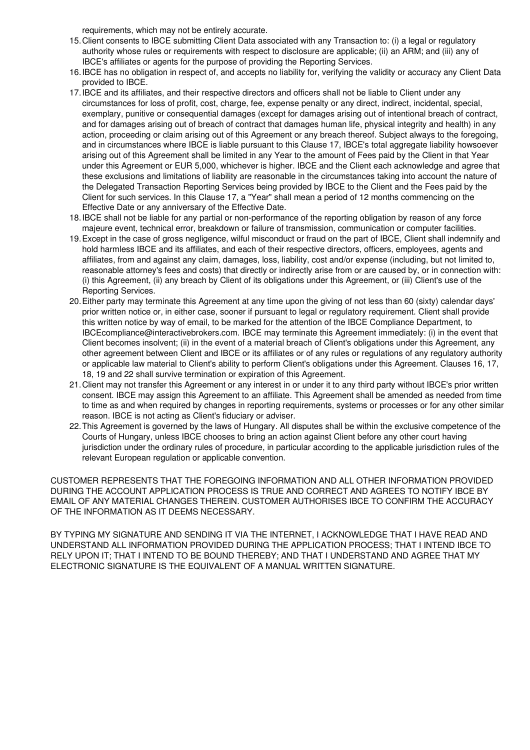requirements, which may not be entirely accurate.

15. Client consents to IBCE submitting Client Data associated with any Transaction to: (i) a legal or regulatory authority whose rules or requirements with respect to disclosure are applicable; (ii) an ARM; and (iii) any of IBCE's affiliates or agents for the purpose of providing the Reporting Services.
16. IBCE has no obligation in respect of, and accepts no liability for, verifying the validity or accuracy any Client Data provided to IBCE.
17. IBCE and its affiliates, and their respective directors and officers shall not be liable to Client under any circumstances for loss of profit, cost, charge, fee, expense penalty or any direct, indirect, incidental, special, exemplary, punitive or consequential damages (except for damages arising out of intentional breach of contract, and for damages arising out of breach of contract that damages human life, physical integrity and health) in any action, proceeding or claim arising out of this Agreement or any breach thereof. Subject always to the foregoing, and in circumstances where IBCE is liable pursuant to this Clause 17, IBCE's total aggregate liability howsoever arising out of this Agreement shall be limited in any Year to the amount of Fees paid by the Client in that Year under this Agreement or EUR 5,000, whichever is higher. IBCE and the Client each acknowledge and agree that these exclusions and limitations of liability are reasonable in the circumstances taking into account the nature of the Delegated Transaction Reporting Services being provided by IBCE to the Client and the Fees paid by the Client for such services. In this Clause 17, a "Year" shall mean a period of 12 months commencing on the Effective Date or any anniversary of the Effective Date.
18. IBCE shall not be liable for any partial or non-performance of the reporting obligation by reason of any force majeure event, technical error, breakdown or failure of transmission, communication or computer facilities.
19. Except in the case of gross negligence, wilful misconduct or fraud on the part of IBCE, Client shall indemnify and hold harmless IBCE and its affiliates, and each of their respective directors, officers, employees, agents and affiliates, from and against any claim, damages, loss, liability, cost and/or expense (including, but not limited to, reasonable attorney's fees and costs) that directly or indirectly arise from or are caused by, or in connection with: (i) this Agreement, (ii) any breach by Client of its obligations under this Agreement, or (iii) Client's use of the Reporting Services.
20. Either party may terminate this Agreement at any time upon the giving of not less than 60 (sixty) calendar days' prior written notice or, in either case, sooner if pursuant to legal or regulatory requirement. Client shall provide this written notice by way of email, to be marked for the attention of the IBCE Compliance Department, to IBCEcompliance@interactivebrokers.com. IBCE may terminate this Agreement immediately: (i) in the event that Client becomes insolvent; (ii) in the event of a material breach of Client's obligations under this Agreement, any other agreement between Client and IBCE or its affiliates or of any rules or regulations of any regulatory authority or applicable law material to Client's ability to perform Client's obligations under this Agreement. Clauses 16, 17, 18, 19 and 22 shall survive termination or expiration of this Agreement.
21. Client may not transfer this Agreement or any interest in or under it to any third party without IBCE's prior written consent. IBCE may assign this Agreement to an affiliate. This Agreement shall be amended as needed from time to time as and when required by changes in reporting requirements, systems or processes or for any other similar reason. IBCE is not acting as Client's fiduciary or adviser.
22. This Agreement is governed by the laws of Hungary. All disputes shall be within the exclusive competence of the Courts of Hungary, unless IBCE chooses to bring an action against Client before any other court having jurisdiction under the ordinary rules of procedure, in particular according to the applicable jurisdiction rules of the relevant European regulation or applicable convention.

CUSTOMER REPRESENTS THAT THE FOREGOING INFORMATION AND ALL OTHER INFORMATION PROVIDED DURING THE ACCOUNT APPLICATION PROCESS IS TRUE AND CORRECT AND AGREES TO NOTIFY IBCE BY EMAIL OF ANY MATERIAL CHANGES THEREIN. CUSTOMER AUTHORISES IBCE TO CONFIRM THE ACCURACY OF THE INFORMATION AS IT DEEMS NECESSARY.

BY TYPING MY SIGNATURE AND SENDING IT VIA THE INTERNET, I ACKNOWLEDGE THAT I HAVE READ AND UNDERSTAND ALL INFORMATION PROVIDED DURING THE APPLICATION PROCESS; THAT I INTEND IBCE TO RELY UPON IT; THAT I INTEND TO BE BOUND THEREBY; AND THAT I UNDERSTAND AND AGREE THAT MY ELECTRONIC SIGNATURE IS THE EQUIVALENT OF A MANUAL WRITTEN SIGNATURE.